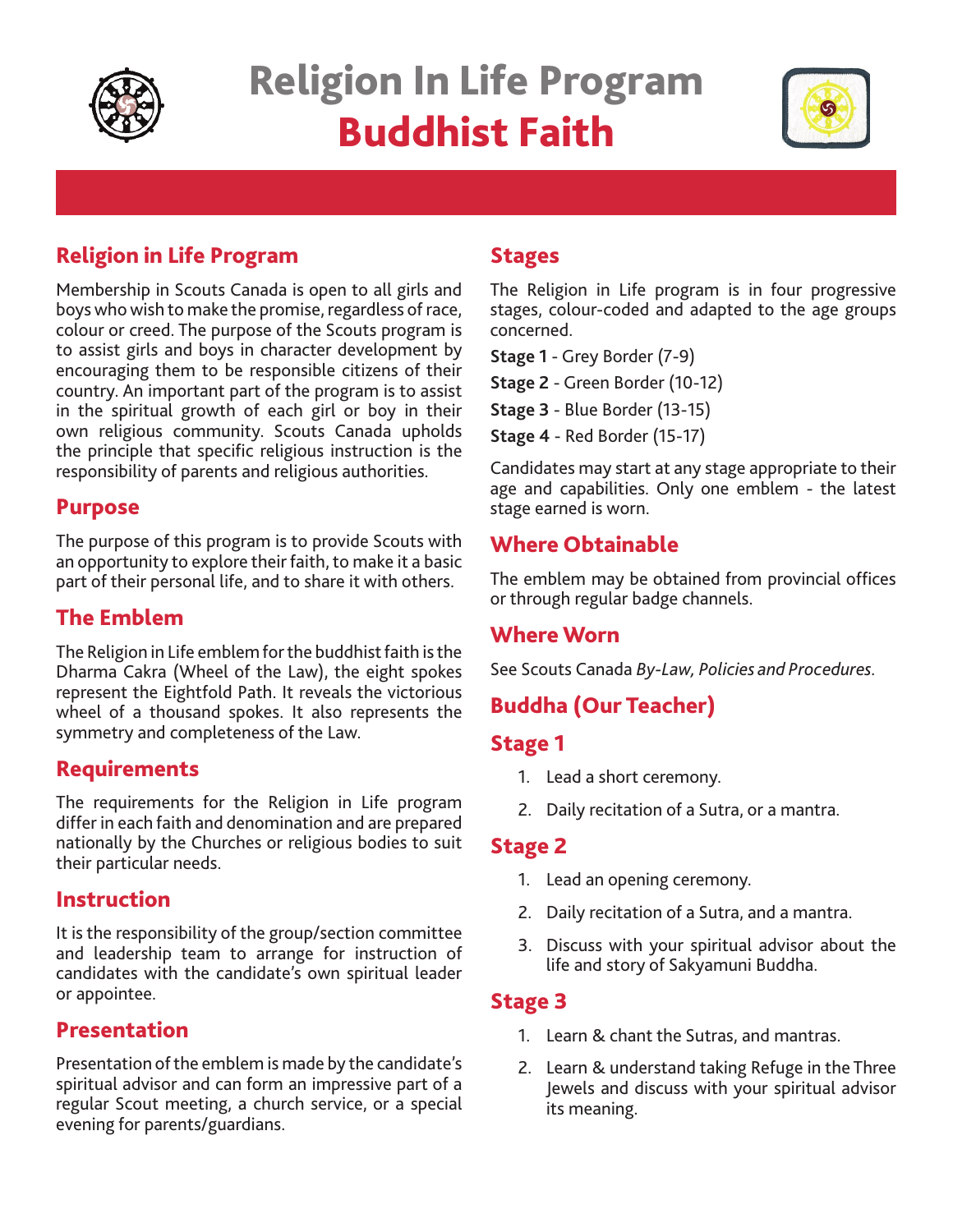# Religion In Life Program
# Buddhist Faith

## Religion in Life Program

Membership in Scouts Canada is open to all girls and boys who wish to make the promise, regardless of race, colour or creed. The purpose of the Scouts program is to assist girls and boys in character development by encouraging them to be responsible citizens of their country. An important part of the program is to assist in the spiritual growth of each girl or boy in their own religious community. Scouts Canada upholds the principle that specific religious instruction is the responsibility of parents and religious authorities.

## Purpose

The purpose of this program is to provide Scouts with an opportunity to explore their faith, to make it a basic part of their personal life, and to share it with others.

## The Emblem

The Religion in Life emblem for the buddhist faith is the Dharma Cakra (Wheel of the Law), the eight spokes represent the Eightfold Path. It reveals the victorious wheel of a thousand spokes. It also represents the symmetry and completeness of the Law.

## Requirements

The requirements for the Religion in Life program differ in each faith and denomination and are prepared nationally by the Churches or religious bodies to suit their particular needs.

## Instruction

It is the responsibility of the group/section committee and leadership team to arrange for instruction of candidates with the candidate's own spiritual leader or appointee.

## Presentation

Presentation of the emblem is made by the candidate's spiritual advisor and can form an impressive part of a regular Scout meeting, a church service, or a special evening for parents/guardians.

## Stages

The Religion in Life program is in four progressive stages, colour-coded and adapted to the age groups concerned.

**Stage 1** - Grey Border (7-9)

**Stage 2** - Green Border (10-12)

**Stage 3** - Blue Border (13-15)

**Stage 4** - Red Border (15-17)

Candidates may start at any stage appropriate to their age and capabilities. Only one emblem - the latest stage earned is worn.

## Where Obtainable

The emblem may be obtained from provincial offices or through regular badge channels.

## Where Worn

See Scouts Canada *By-Law, Policies and Procedures*.

## Buddha (Our Teacher)

### Stage 1

1. Lead a short ceremony.
2. Daily recitation of a Sutra, or a mantra.

### Stage 2

1. Lead an opening ceremony.
2. Daily recitation of a Sutra, and a mantra.
3. Discuss with your spiritual advisor about the life and story of Sakyamuni Buddha.

### Stage 3

1. Learn & chant the Sutras, and mantras.
2. Learn & understand taking Refuge in the Three Jewels and discuss with your spiritual advisor its meaning.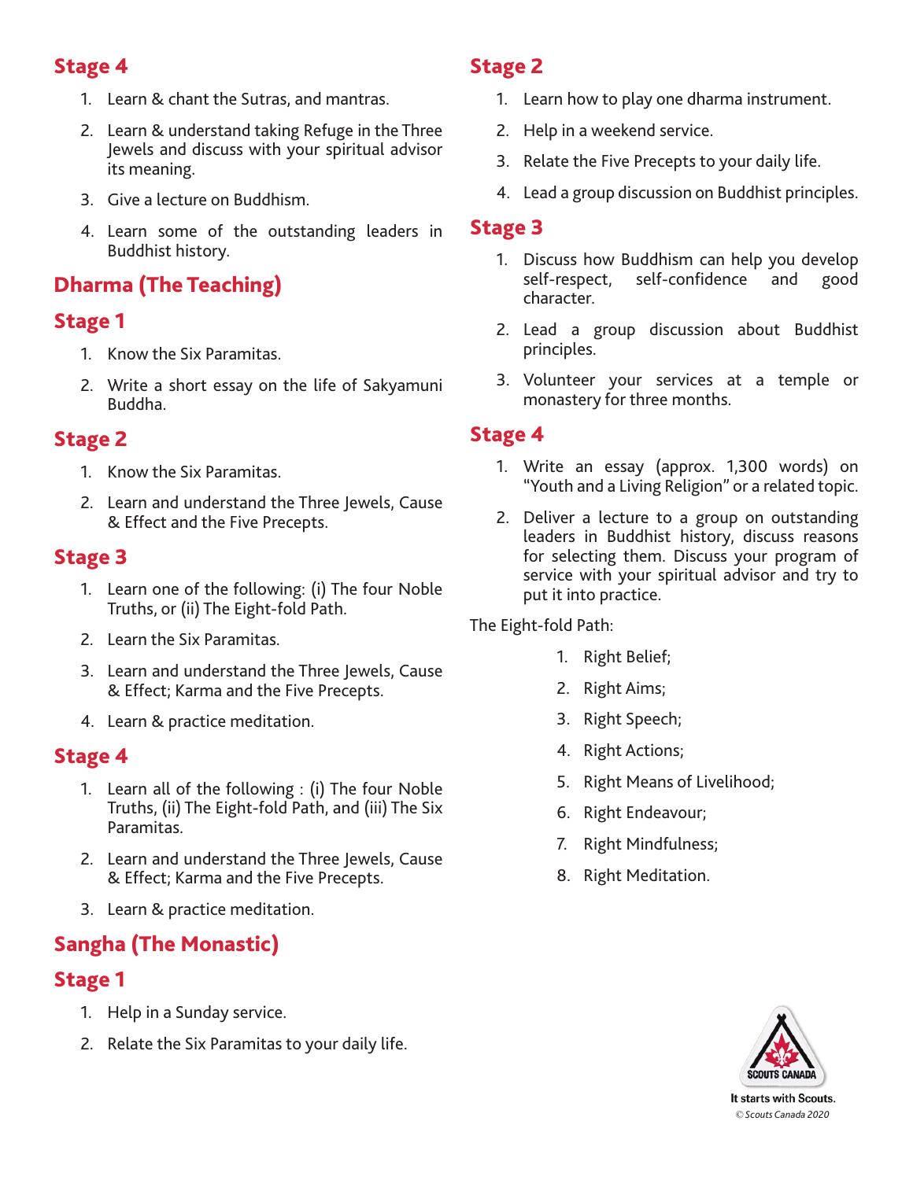## Stage 4

1. Learn & chant the Sutras, and mantras.
2. Learn & understand taking Refuge in the Three Jewels and discuss with your spiritual advisor its meaning.
3. Give a lecture on Buddhism.
4. Learn some of the outstanding leaders in Buddhist history.

# Dharma (The Teaching)

## Stage 1

1. Know the Six Paramitas.
2. Write a short essay on the life of Sakyamuni Buddha.

## Stage 2

1. Know the Six Paramitas.
2. Learn and understand the Three Jewels, Cause & Effect and the Five Precepts.

## Stage 3

1. Learn one of the following: (i) The four Noble Truths, or (ii) The Eight-fold Path.
2. Learn the Six Paramitas.
3. Learn and understand the Three Jewels, Cause & Effect; Karma and the Five Precepts.
4. Learn & practice meditation.

## Stage 4

1. Learn all of the following : (i) The four Noble Truths, (ii) The Eight-fold Path, and (iii) The Six Paramitas.
2. Learn and understand the Three Jewels, Cause & Effect; Karma and the Five Precepts.
3. Learn & practice meditation.

# Sangha (The Monastic)

## Stage 1

1. Help in a Sunday service.
2. Relate the Six Paramitas to your daily life.

## Stage 2

1. Learn how to play one dharma instrument.
2. Help in a weekend service.
3. Relate the Five Precepts to your daily life.
4. Lead a group discussion on Buddhist principles.

## Stage 3

1. Discuss how Buddhism can help you develop self-respect, self-confidence and good character.
2. Lead a group discussion about Buddhist principles.
3. Volunteer your services at a temple or monastery for three months.

## Stage 4

1. Write an essay (approx. 1,300 words) on "Youth and a Living Religion" or a related topic.
2. Deliver a lecture to a group on outstanding leaders in Buddhist history, discuss reasons for selecting them. Discuss your program of service with your spiritual advisor and try to put it into practice.

The Eight-fold Path:

1. Right Belief;
2. Right Aims;
3. Right Speech;
4. Right Actions;
5. Right Means of Livelihood;
6. Right Endeavour;
7. Right Mindfulness;
8. Right Meditation.

SCOUTS CANADA

It starts with Scouts.

© Scouts Canada 2020